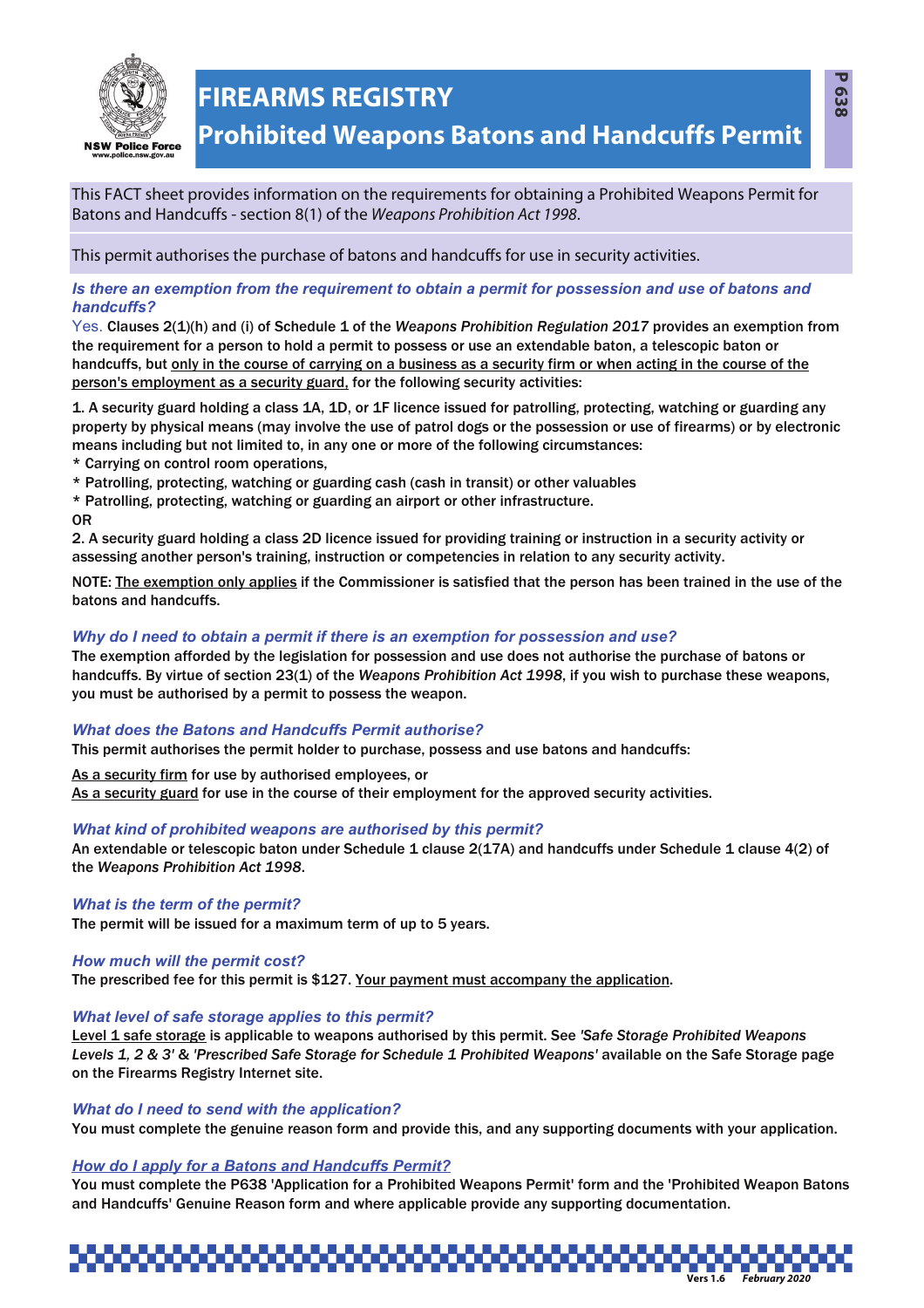# FIREARMS REGISTRY

## Prohibited Weapons Batons and Handcuffs Permit

This FACT sheet provides information on the requirements for obtaining a Prohibited Weapons Permit for Batons and Handcuffs - section 8(1) of the *Weapons Prohibition Act 1998*.

This permit authorises the purchase of batons and handcuffs for use in security activities.

### *Is there an exemption from the requirement to obtain a permit for possession and use of batons and handcuffs?*

Yes. **Clauses 2(1)(h) and (i) of Schedule 1 of the *Weapons Prohibition Regulation 2017* provides an exemption from the requirement for a person to hold a permit to possess or use an extendable baton, a telescopic baton or handcuffs, but <u>only in the course of carrying on a business as a security firm or when acting in the course of the person's employment as a security guard,</u> for the following security activities:**

**1. A security guard holding a class 1A, 1D, or 1F licence issued for patrolling, protecting, watching or guarding any property by physical means (may involve the use of patrol dogs or the possession or use of firearms) or by electronic means including but not limited to, in any one or more of the following circumstances:**
**\* Carrying on control room operations,**
**\* Patrolling, protecting, watching or guarding cash (cash in transit) or other valuables**
**\* Patrolling, protecting, watching or guarding an airport or other infrastructure.**
**OR**
**2. A security guard holding a class 2D licence issued for providing training or instruction in a security activity or assessing another person's training, instruction or competencies in relation to any security activity.**

**NOTE: <u>The exemption only applies</u> if the Commissioner is satisfied that the person has been trained in the use of the batons and handcuffs.**

### *Why do I need to obtain a permit if there is an exemption for possession and use?*

**The exemption afforded by the legislation for possession and use does not authorise the purchase of batons or handcuffs. By virtue of section 23(1) of the *Weapons Prohibition Act 1998*, if you wish to purchase these weapons, you must be authorised by a permit to possess the weapon.**

### *What does the Batons and Handcuffs Permit authorise?*

**This permit authorises the permit holder to purchase, possess and use batons and handcuffs:**

**<u>As a security firm</u> for use by authorised employees, or**
**<u>As a security guard</u> for use in the course of their employment for the approved security activities.**

### *What kind of prohibited weapons are authorised by this permit?*

**An extendable or telescopic baton under Schedule 1 clause 2(17A) and handcuffs under Schedule 1 clause 4(2) of the *Weapons Prohibition Act 1998*.**

### *What is the term of the permit?*

**The permit will be issued for a maximum term of up to 5 years.**

### *How much will the permit cost?*

**The prescribed fee for this permit is $127. <u>Your payment must accompany the application</u>.**

### *What level of safe storage applies to this permit?*

**<u>Level 1 safe storage</u> is applicable to weapons authorised by this permit. See *'Safe Storage Prohibited Weapons Levels 1, 2 & 3'* & *'Prescribed Safe Storage for Schedule 1 Prohibited Weapons'* available on the Safe Storage page on the Firearms Registry Internet site.**

### *What do I need to send with the application?*

**You must complete the genuine reason form and provide this, and any supporting documents with your application.**

### *How do I apply for a Batons and Handcuffs Permit?*

**You must complete the P638 'Application for a Prohibited Weapons Permit' form and the 'Prohibited Weapon Batons and Handcuffs' Genuine Reason form and where applicable provide any supporting documentation.**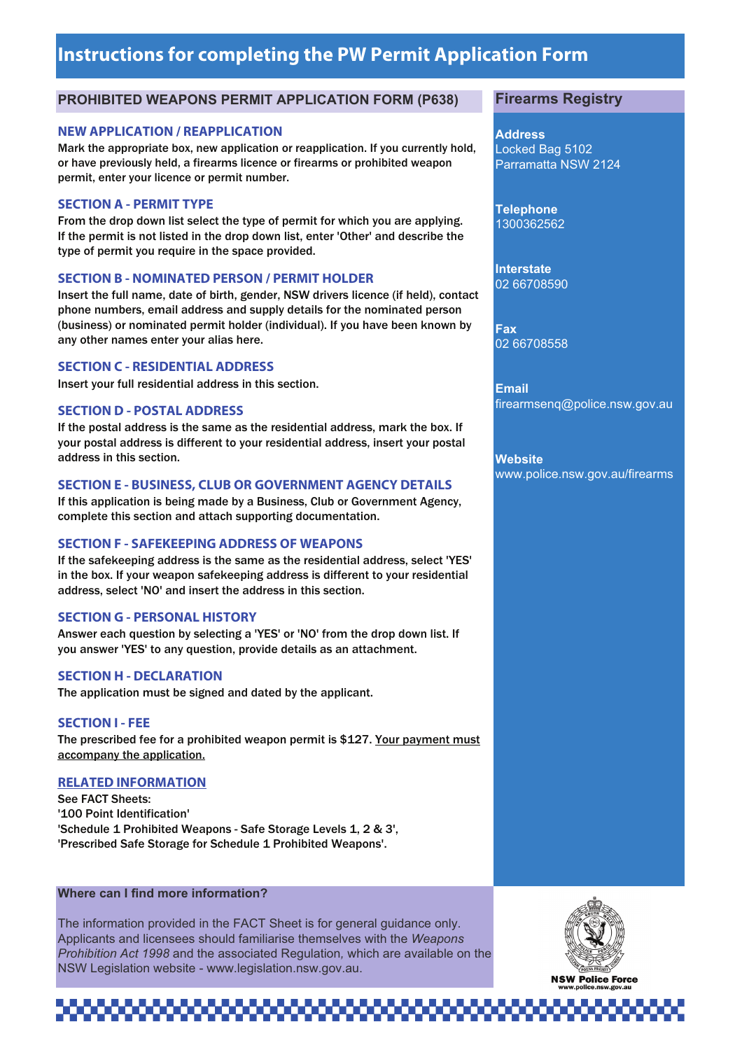# Instructions for completing the PW Permit Application Form

## PROHIBITED WEAPONS PERMIT APPLICATION FORM (P638)

### NEW APPLICATION / REAPPLICATION

Mark the appropriate box, new application or reapplication. If you currently hold, or have previously held, a firearms licence or firearms or prohibited weapon permit, enter your licence or permit number.

### SECTION A - PERMIT TYPE

From the drop down list select the type of permit for which you are applying. If the permit is not listed in the drop down list, enter 'Other' and describe the type of permit you require in the space provided.

### SECTION B - NOMINATED PERSON / PERMIT HOLDER

Insert the full name, date of birth, gender, NSW drivers licence (if held), contact phone numbers, email address and supply details for the nominated person (business) or nominated permit holder (individual). If you have been known by any other names enter your alias here.

### SECTION C - RESIDENTIAL ADDRESS

Insert your full residential address in this section.

### SECTION D - POSTAL ADDRESS

If the postal address is the same as the residential address, mark the box. If your postal address is different to your residential address, insert your postal address in this section.

### SECTION E - BUSINESS, CLUB OR GOVERNMENT AGENCY DETAILS

If this application is being made by a Business, Club or Government Agency, complete this section and attach supporting documentation.

### SECTION F - SAFEKEEPING ADDRESS OF WEAPONS

If the safekeeping address is the same as the residential address, select 'YES' in the box. If your weapon safekeeping address is different to your residential address, select 'NO' and insert the address in this section.

### SECTION G - PERSONAL HISTORY

Answer each question by selecting a 'YES' or 'NO' from the drop down list. If you answer 'YES' to any question, provide details as an attachment.

### SECTION H - DECLARATION

The application must be signed and dated by the applicant.

### SECTION I - FEE

The prescribed fee for a prohibited weapon permit is $127. Your payment must accompany the application.

### RELATED INFORMATION

See FACT Sheets:
'100 Point Identification'
'Schedule 1 Prohibited Weapons - Safe Storage Levels 1, 2 & 3',
'Prescribed Safe Storage for Schedule 1 Prohibited Weapons'.

## Firearms Registry

**Address**
Locked Bag 5102
Parramatta NSW 2124

**Telephone**
1300362562

**Interstate**
02 66708590

**Fax**
02 66708558

**Email**
firearmsenq@police.nsw.gov.au

**Website**
www.police.nsw.gov.au/firearms

### Where can I find more information?

The information provided in the FACT Sheet is for general guidance only. Applicants and licensees should familiarise themselves with the *Weapons Prohibition Act 1998* and the associated Regulation, which are available on the NSW Legislation website - www.legislation.nsw.gov.au.

NSW Police Force
www.police.nsw.gov.au